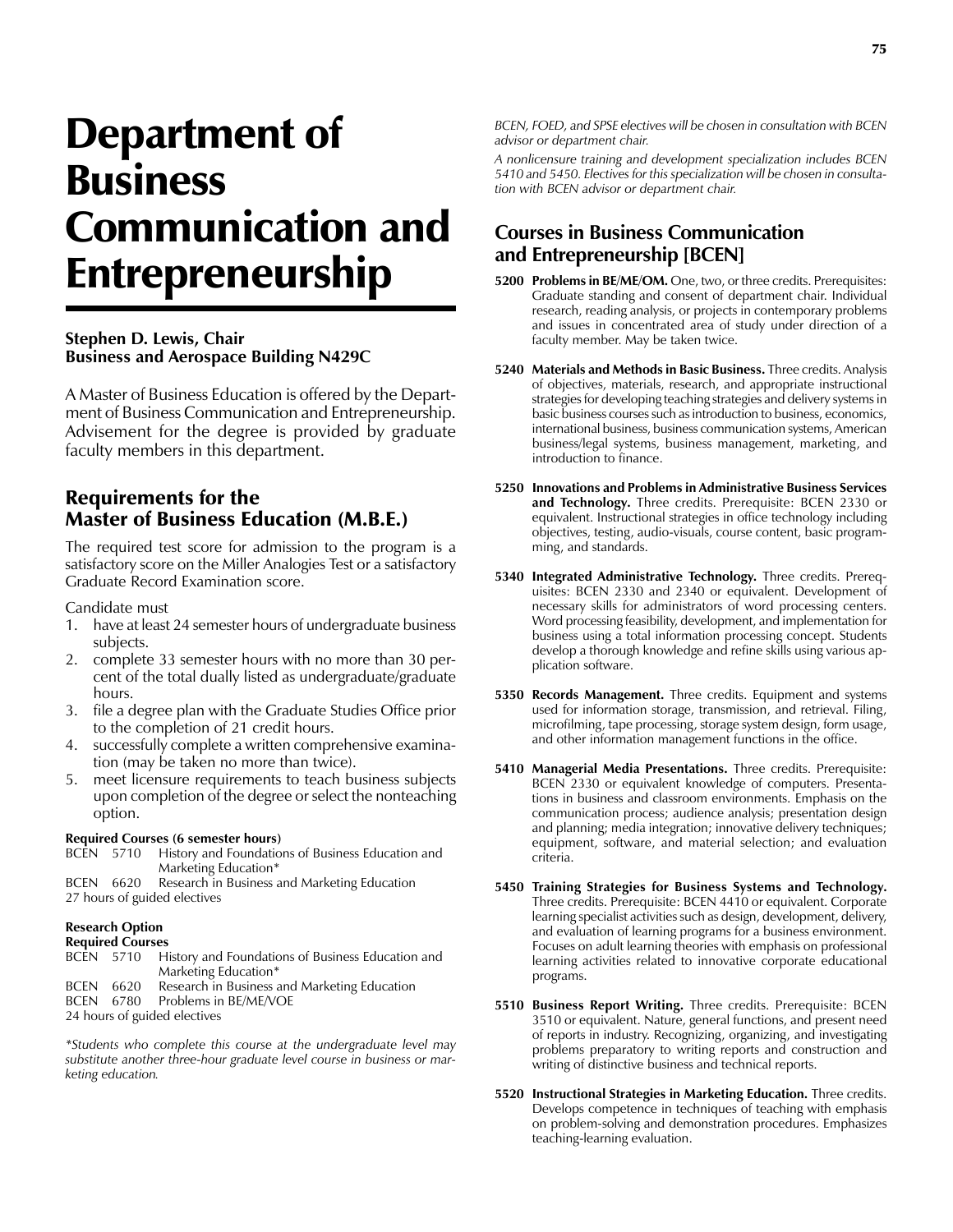# Department of Business Communication and Entrepreneurship

**Stephen D. Lewis, Chair**
**Business and Aerospace Building N429C**

A Master of Business Education is offered by the Department of Business Communication and Entrepreneurship. Advisement for the degree is provided by graduate faculty members in this department.

## Requirements for the Master of Business Education (M.B.E.)

The required test score for admission to the program is a satisfactory score on the Miller Analogies Test or a satisfactory Graduate Record Examination score.

Candidate must

1. have at least 24 semester hours of undergraduate business subjects.
2. complete 33 semester hours with no more than 30 percent of the total dually listed as undergraduate/graduate hours.
3. file a degree plan with the Graduate Studies Office prior to the completion of 21 credit hours.
4. successfully complete a written comprehensive examination (may be taken no more than twice).
5. meet licensure requirements to teach business subjects upon completion of the degree or select the nonteaching option.

**Required Courses (6 semester hours)**

BCEN 5710 History and Foundations of Business Education and Marketing Education*
BCEN 6620 Research in Business and Marketing Education
27 hours of guided electives

**Research Option**
**Required Courses**

BCEN 5710 History and Foundations of Business Education and Marketing Education*
BCEN 6620 Research in Business and Marketing Education
BCEN 6780 Problems in BE/ME/VOE
24 hours of guided electives

*\*Students who complete this course at the undergraduate level may substitute another three-hour graduate level course in business or marketing education.*

*BCEN, FOED, and SPSE electives will be chosen in consultation with BCEN advisor or department chair.*

*A nonlicensure training and development specialization includes BCEN 5410 and 5450. Electives for this specialization will be chosen in consultation with BCEN advisor or department chair.*

## Courses in Business Communication and Entrepreneurship [BCEN]

**5200 Problems in BE/ME/OM.** One, two, or three credits. Prerequisites: Graduate standing and consent of department chair. Individual research, reading analysis, or projects in contemporary problems and issues in concentrated area of study under direction of a faculty member. May be taken twice.

**5240 Materials and Methods in Basic Business.** Three credits. Analysis of objectives, materials, research, and appropriate instructional strategies for developing teaching strategies and delivery systems in basic business courses such as introduction to business, economics, international business, business communication systems, American business/legal systems, business management, marketing, and introduction to finance.

**5250 Innovations and Problems in Administrative Business Services and Technology.** Three credits. Prerequisite: BCEN 2330 or equivalent. Instructional strategies in office technology including objectives, testing, audio-visuals, course content, basic programming, and standards.

**5340 Integrated Administrative Technology.** Three credits. Prerequisites: BCEN 2330 and 2340 or equivalent. Development of necessary skills for administrators of word processing centers. Word processing feasibility, development, and implementation for business using a total information processing concept. Students develop a thorough knowledge and refine skills using various application software.

**5350 Records Management.** Three credits. Equipment and systems used for information storage, transmission, and retrieval. Filing, microfilming, tape processing, storage system design, form usage, and other information management functions in the office.

**5410 Managerial Media Presentations.** Three credits. Prerequisite: BCEN 2330 or equivalent knowledge of computers. Presentations in business and classroom environments. Emphasis on the communication process; audience analysis; presentation design and planning; media integration; innovative delivery techniques; equipment, software, and material selection; and evaluation criteria.

**5450 Training Strategies for Business Systems and Technology.** Three credits. Prerequisite: BCEN 4410 or equivalent. Corporate learning specialist activities such as design, development, delivery, and evaluation of learning programs for a business environment. Focuses on adult learning theories with emphasis on professional learning activities related to innovative corporate educational programs.

**5510 Business Report Writing.** Three credits. Prerequisite: BCEN 3510 or equivalent. Nature, general functions, and present need of reports in industry. Recognizing, organizing, and investigating problems preparatory to writing reports and construction and writing of distinctive business and technical reports.

**5520 Instructional Strategies in Marketing Education.** Three credits. Develops competence in techniques of teaching with emphasis on problem-solving and demonstration procedures. Emphasizes teaching-learning evaluation.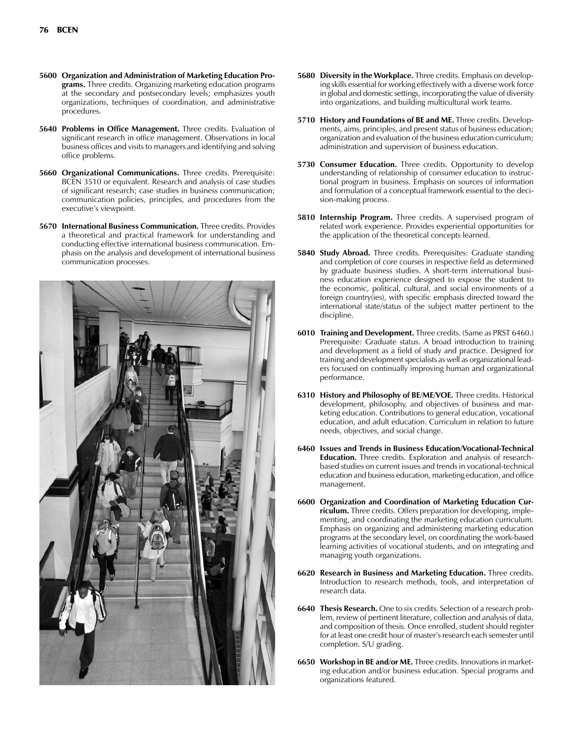**5600 Organization and Administration of Marketing Education Programs.** Three credits. Organizing marketing education programs at the secondary and postsecondary levels; emphasizes youth organizations, techniques of coordination, and administrative procedures.

**5640 Problems in Office Management.** Three credits. Evaluation of significant research in office management. Observations in local business offices and visits to managers and identifying and solving office problems.

**5660 Organizational Communications.** Three credits. Prerequisite: BCEN 3510 or equivalent. Research and analysis of case studies of significant research; case studies in business communication; communication policies, principles, and procedures from the executive's viewpoint.

**5670 International Business Communication.** Three credits. Provides a theoretical and practical framework for understanding and conducting effective international business communication. Emphasis on the analysis and development of international business communication processes.

**5680 Diversity in the Workplace.** Three credits. Emphasis on developing skills essential for working effectively with a diverse work force in global and domestic settings, incorporating the value of diversity into organizations, and building multicultural work teams.

**5710 History and Foundations of BE and ME.** Three credits. Developments, aims, principles, and present status of business education; organization and evaluation of the business education curriculum; administration and supervision of business education.

**5730 Consumer Education.** Three credits. Opportunity to develop understanding of relationship of consumer education to instructional program in business. Emphasis on sources of information and formulation of a conceptual framework essential to the decision-making process.

**5810 Internship Program.** Three credits. A supervised program of related work experience. Provides experiential opportunities for the application of the theoretical concepts learned.

**5840 Study Abroad.** Three credits. Prerequisites: Graduate standing and completion of core courses in respective field as determined by graduate business studies. A short-term international business education experience designed to expose the student to the economic, political, cultural, and social environments of a foreign country(ies), with specific emphasis directed toward the international state/status of the subject matter pertinent to the discipline.

**6010 Training and Development.** Three credits. (Same as PRST 6460.) Prerequisite: Graduate status. A broad introduction to training and development as a field of study and practice. Designed for training and development specialists as well as organizational leaders focused on continually improving human and organizational performance.

**6310 History and Philosophy of BE/ME/VOE.** Three credits. Historical development, philosophy, and objectives of business and marketing education. Contributions to general education, vocational education, and adult education. Curriculum in relation to future needs, objectives, and social change.

**6460 Issues and Trends in Business Education/Vocational-Technical Education.** Three credits. Exploration and analysis of research-based studies on current issues and trends in vocational-technical education and business education, marketing education, and office management.

**6600 Organization and Coordination of Marketing Education Curriculum.** Three credits. Offers preparation for developing, implementing, and coordinating the marketing education curriculum. Emphasis on organizing and administering marketing education programs at the secondary level, on coordinating the work-based learning activities of vocational students, and on integrating and managing youth organizations.

**6620 Research in Business and Marketing Education.** Three credits. Introduction to research methods, tools, and interpretation of research data.

**6640 Thesis Research.** One to six credits. Selection of a research problem, review of pertinent literature, collection and analysis of data, and composition of thesis. Once enrolled, student should register for at least one credit hour of master's research each semester until completion. S/U grading.

**6650 Workshop in BE and/or ME.** Three credits. Innovations in marketing education and/or business education. Special programs and organizations featured.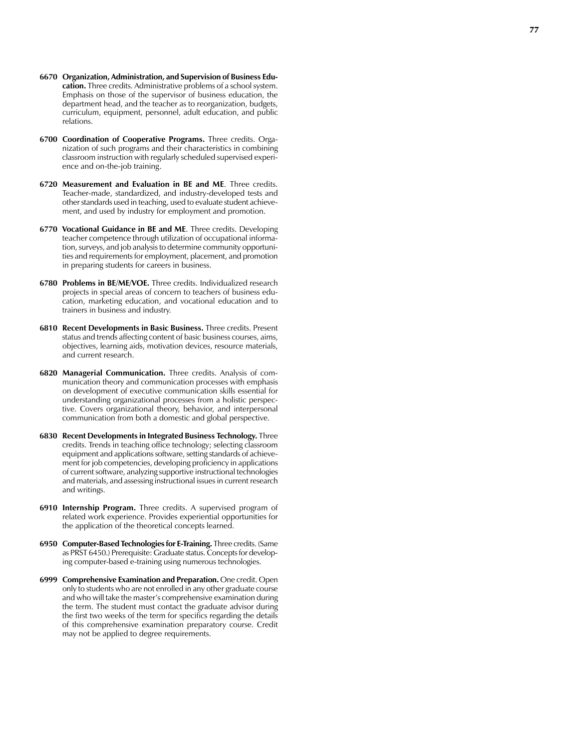**6670 Organization, Administration, and Supervision of Business Education.** Three credits. Administrative problems of a school system. Emphasis on those of the supervisor of business education, the department head, and the teacher as to reorganization, budgets, curriculum, equipment, personnel, adult education, and public relations.

**6700 Coordination of Cooperative Programs.** Three credits. Organization of such programs and their characteristics in combining classroom instruction with regularly scheduled supervised experience and on-the-job training.

**6720 Measurement and Evaluation in BE and ME**. Three credits. Teacher-made, standardized, and industry-developed tests and other standards used in teaching, used to evaluate student achievement, and used by industry for employment and promotion.

**6770 Vocational Guidance in BE and ME**. Three credits. Developing teacher competence through utilization of occupational information, surveys, and job analysis to determine community opportunities and requirements for employment, placement, and promotion in preparing students for careers in business.

**6780 Problems in BE/ME/VOE.** Three credits. Individualized research projects in special areas of concern to teachers of business education, marketing education, and vocational education and to trainers in business and industry.

**6810 Recent Developments in Basic Business.** Three credits. Present status and trends affecting content of basic business courses, aims, objectives, learning aids, motivation devices, resource materials, and current research.

**6820 Managerial Communication.** Three credits. Analysis of communication theory and communication processes with emphasis on development of executive communication skills essential for understanding organizational processes from a holistic perspective. Covers organizational theory, behavior, and interpersonal communication from both a domestic and global perspective.

**6830 Recent Developments in Integrated Business Technology.** Three credits. Trends in teaching office technology; selecting classroom equipment and applications software, setting standards of achievement for job competencies, developing proficiency in applications of current software, analyzing supportive instructional technologies and materials, and assessing instructional issues in current research and writings.

**6910 Internship Program.** Three credits. A supervised program of related work experience. Provides experiential opportunities for the application of the theoretical concepts learned.

**6950 Computer-Based Technologies for E-Training.** Three credits. (Same as PRST 6450.) Prerequisite: Graduate status. Concepts for developing computer-based e-training using numerous technologies.

**6999 Comprehensive Examination and Preparation.** One credit. Open only to students who are not enrolled in any other graduate course and who will take the master's comprehensive examination during the term. The student must contact the graduate advisor during the first two weeks of the term for specifics regarding the details of this comprehensive examination preparatory course. Credit may not be applied to degree requirements.